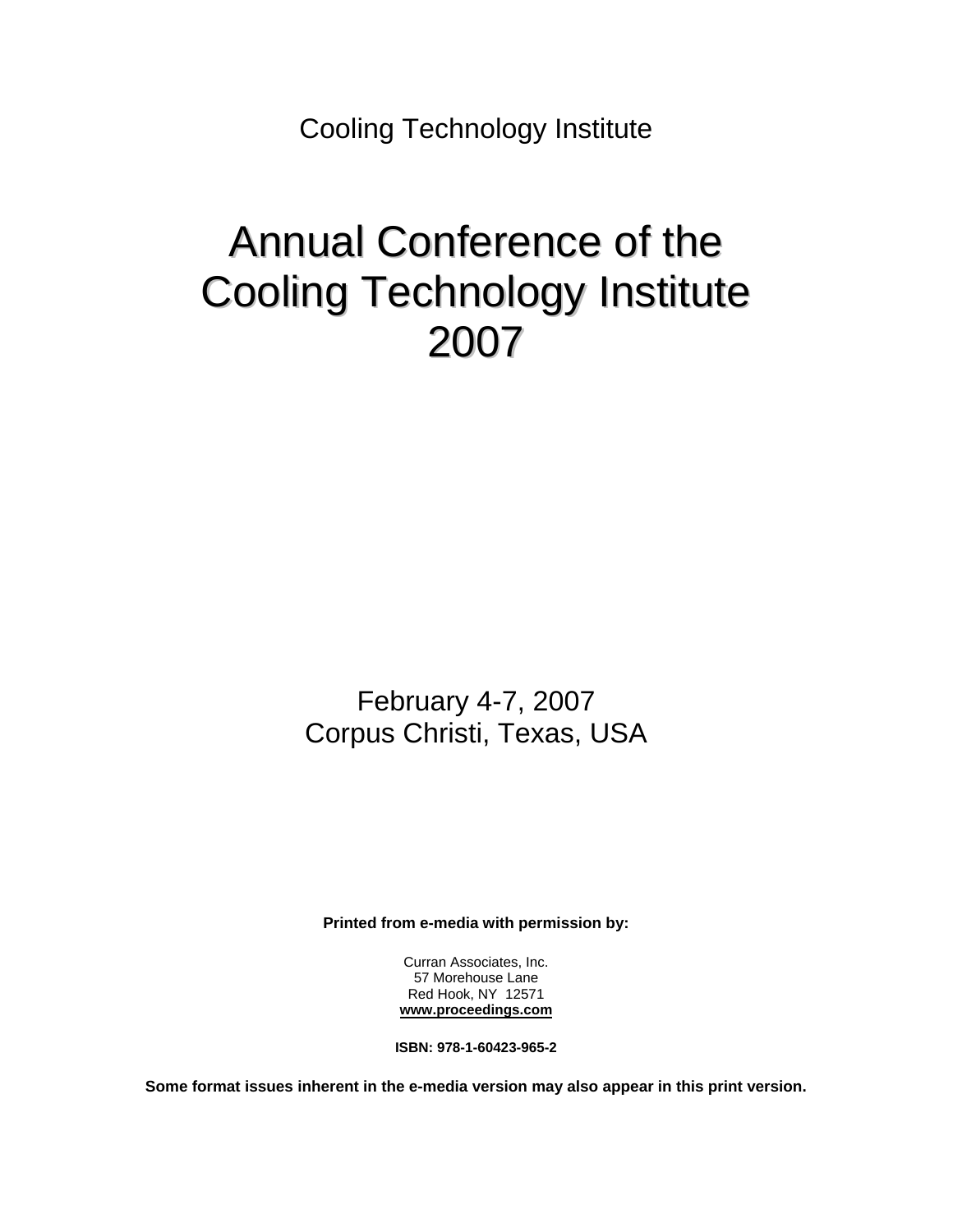Cooling Technology Institute

# Annual Conference of the Cooling Technology Institute 2007

February 4-7, 2007
Corpus Christi, Texas, USA

**Printed from e-media with permission by:**

Curran Associates, Inc.
57 Morehouse Lane
Red Hook, NY 12571
**www.proceedings.com**

**ISBN: 978-1-60423-965-2**

**Some format issues inherent in the e-media version may also appear in this print version.**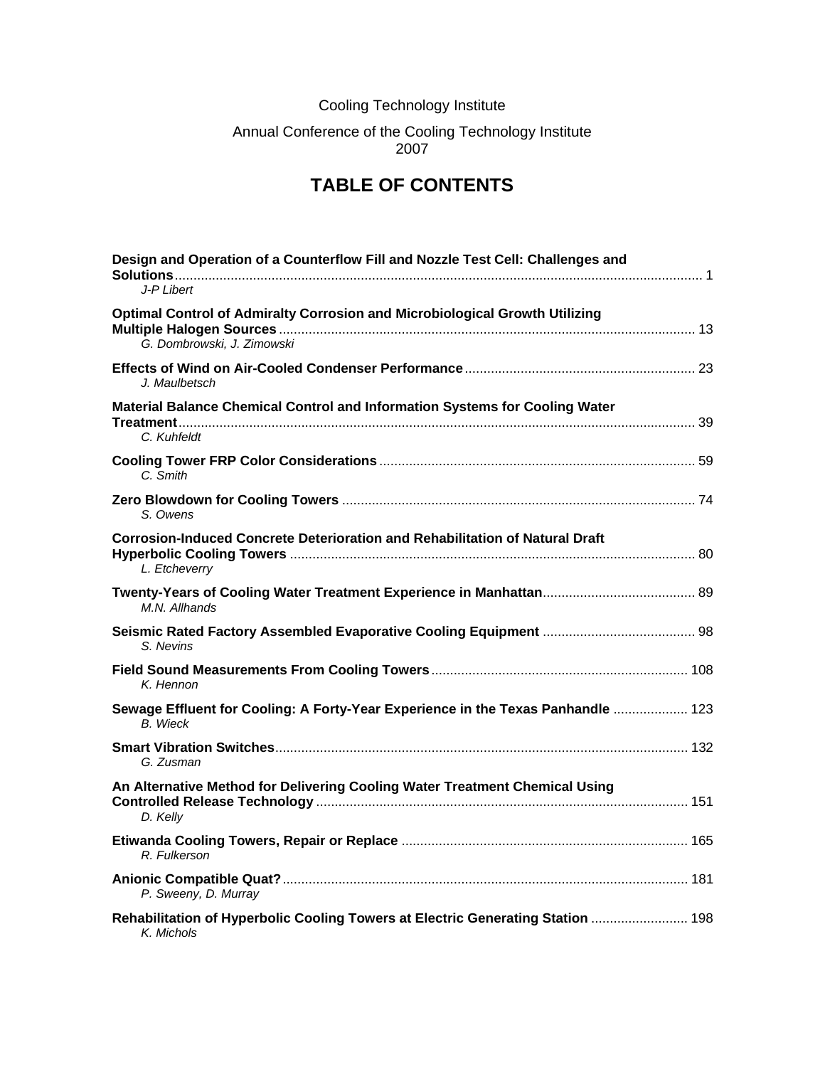Cooling Technology Institute

Annual Conference of the Cooling Technology Institute
2007

# TABLE OF CONTENTS

**Design and Operation of a Counterflow Fill and Nozzle Test Cell: Challenges and Solutions** ........ 1
*J-P Libert*

**Optimal Control of Admiralty Corrosion and Microbiological Growth Utilizing Multiple Halogen Sources** ........ 13
*G. Dombrowski, J. Zimowski*

**Effects of Wind on Air-Cooled Condenser Performance** ........ 23
*J. Maulbetsch*

**Material Balance Chemical Control and Information Systems for Cooling Water Treatment** ........ 39
*C. Kuhfeldt*

**Cooling Tower FRP Color Considerations** ........ 59
*C. Smith*

**Zero Blowdown for Cooling Towers** ........ 74
*S. Owens*

**Corrosion-Induced Concrete Deterioration and Rehabilitation of Natural Draft Hyperbolic Cooling Towers** ........ 80
*L. Etcheverry*

**Twenty-Years of Cooling Water Treatment Experience in Manhattan** ........ 89
*M.N. Allhands*

**Seismic Rated Factory Assembled Evaporative Cooling Equipment** ........ 98
*S. Nevins*

**Field Sound Measurements From Cooling Towers** ........ 108
*K. Hennon*

**Sewage Effluent for Cooling: A Forty-Year Experience in the Texas Panhandle** ........ 123
*B. Wieck*

**Smart Vibration Switches** ........ 132
*G. Zusman*

**An Alternative Method for Delivering Cooling Water Treatment Chemical Using Controlled Release Technology** ........ 151
*D. Kelly*

**Etiwanda Cooling Towers, Repair or Replace** ........ 165
*R. Fulkerson*

**Anionic Compatible Quat?** ........ 181
*P. Sweeny, D. Murray*

**Rehabilitation of Hyperbolic Cooling Towers at Electric Generating Station** ........ 198
*K. Michols*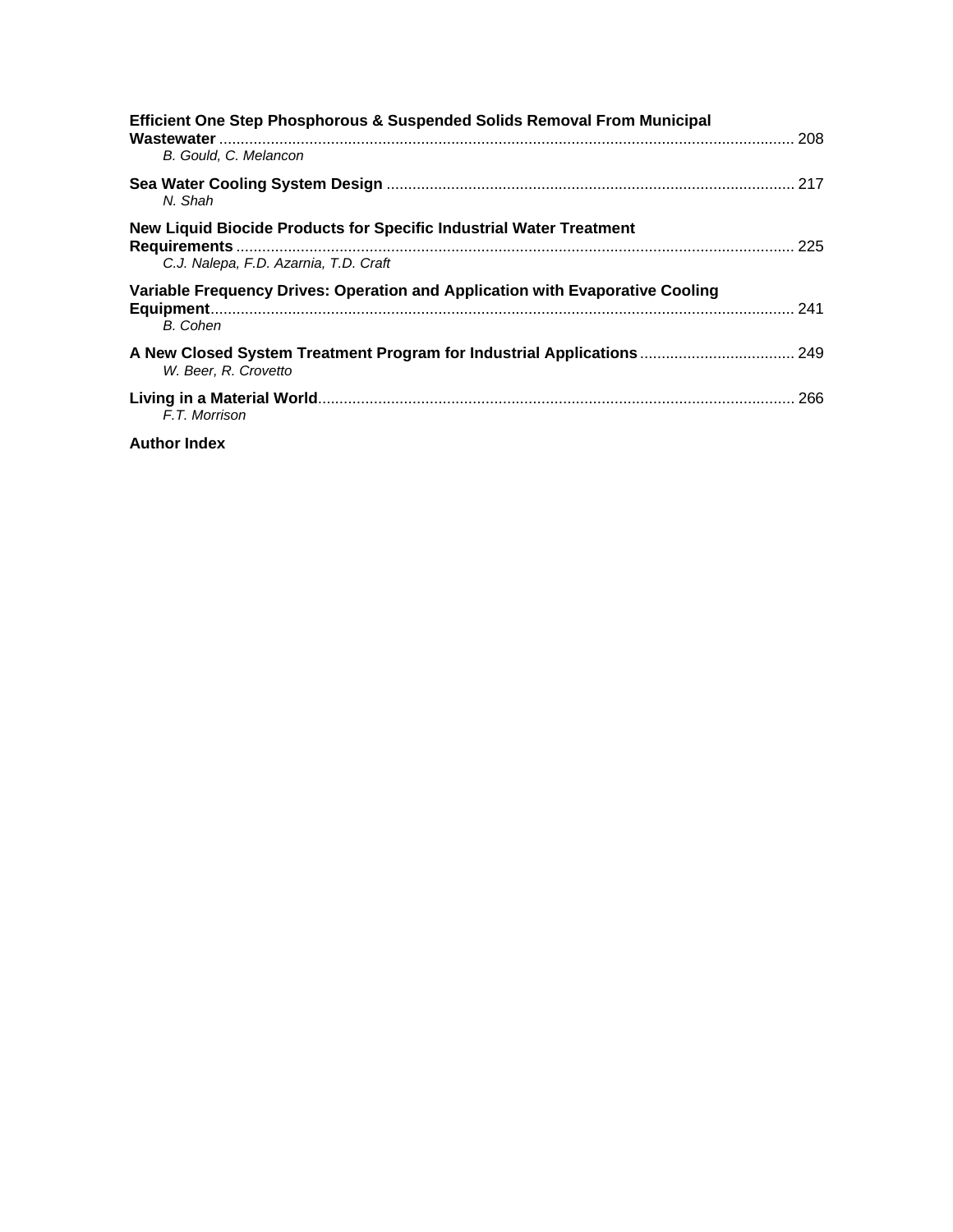**Efficient One Step Phosphorous & Suspended Solids Removal From Municipal Wastewater** ........................................ 208
*B. Gould, C. Melancon*

**Sea Water Cooling System Design** ........................................ 217
*N. Shah*

**New Liquid Biocide Products for Specific Industrial Water Treatment Requirements** ........................................ 225
*C.J. Nalepa, F.D. Azarnia, T.D. Craft*

**Variable Frequency Drives: Operation and Application with Evaporative Cooling Equipment** ........................................ 241
*B. Cohen*

**A New Closed System Treatment Program for Industrial Applications** ........................................ 249
*W. Beer, R. Crovetto*

**Living in a Material World** ........................................ 266
*F.T. Morrison*

**Author Index**